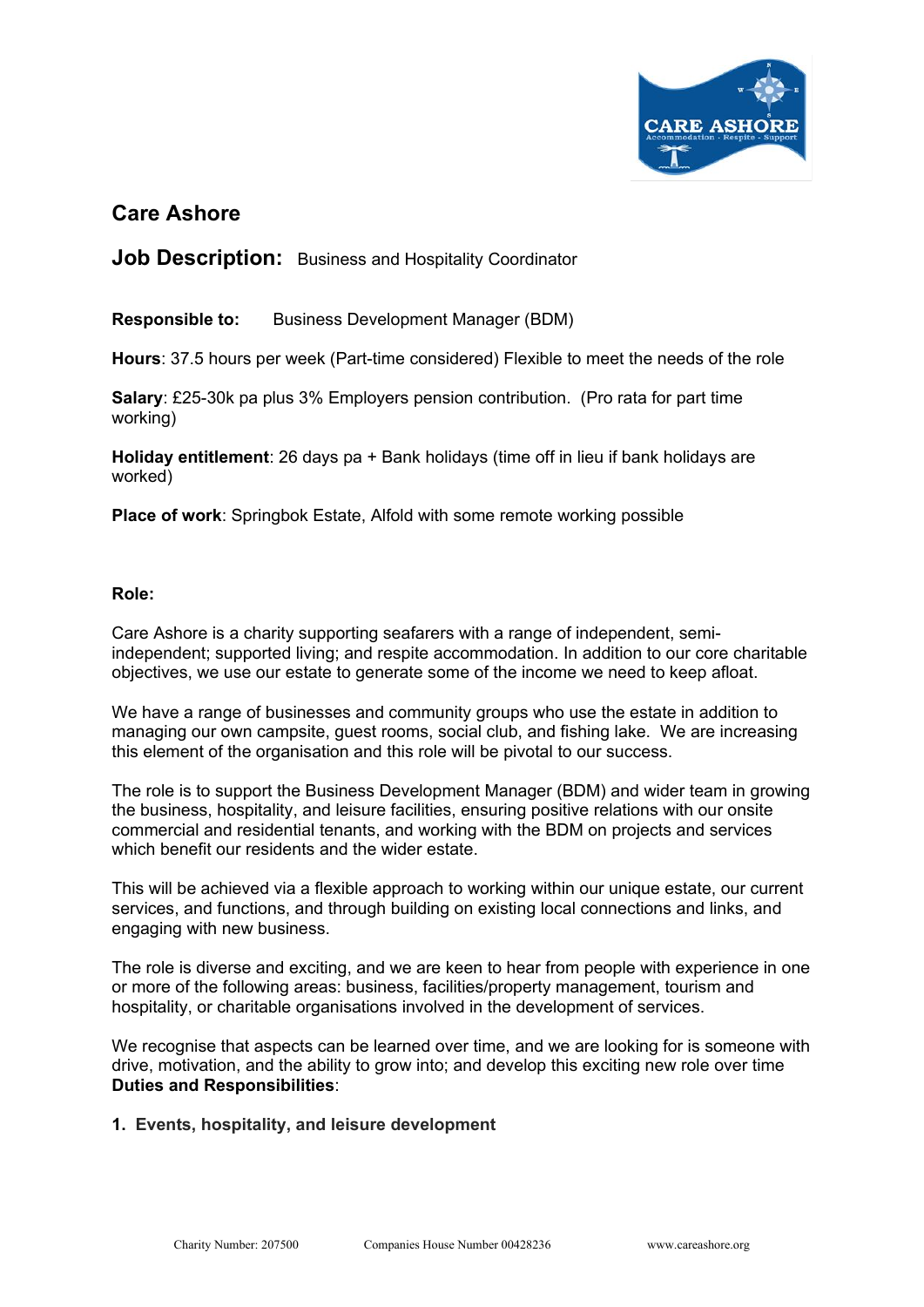# Care Ashore

## Job Description: Business and Hospitality Coordinator

**Responsible to:** Business Development Manager (BDM)

**Hours**: 37.5 hours per week (Part-time considered) Flexible to meet the needs of the role

**Salary**: £25-30k pa plus 3% Employers pension contribution. (Pro rata for part time working)

**Holiday entitlement**: 26 days pa + Bank holidays (time off in lieu if bank holidays are worked)

**Place of work**: Springbok Estate, Alfold with some remote working possible

**Role:**

Care Ashore is a charity supporting seafarers with a range of independent, semi-independent; supported living; and respite accommodation. In addition to our core charitable objectives, we use our estate to generate some of the income we need to keep afloat.

We have a range of businesses and community groups who use the estate in addition to managing our own campsite, guest rooms, social club, and fishing lake. We are increasing this element of the organisation and this role will be pivotal to our success.

The role is to support the Business Development Manager (BDM) and wider team in growing the business, hospitality, and leisure facilities, ensuring positive relations with our onsite commercial and residential tenants, and working with the BDM on projects and services which benefit our residents and the wider estate.

This will be achieved via a flexible approach to working within our unique estate, our current services, and functions, and through building on existing local connections and links, and engaging with new business.

The role is diverse and exciting, and we are keen to hear from people with experience in one or more of the following areas: business, facilities/property management, tourism and hospitality, or charitable organisations involved in the development of services.

We recognise that aspects can be learned over time, and we are looking for is someone with drive, motivation, and the ability to grow into; and develop this exciting new role over time
**Duties and Responsibilities**:

1. **Events, hospitality, and leisure development**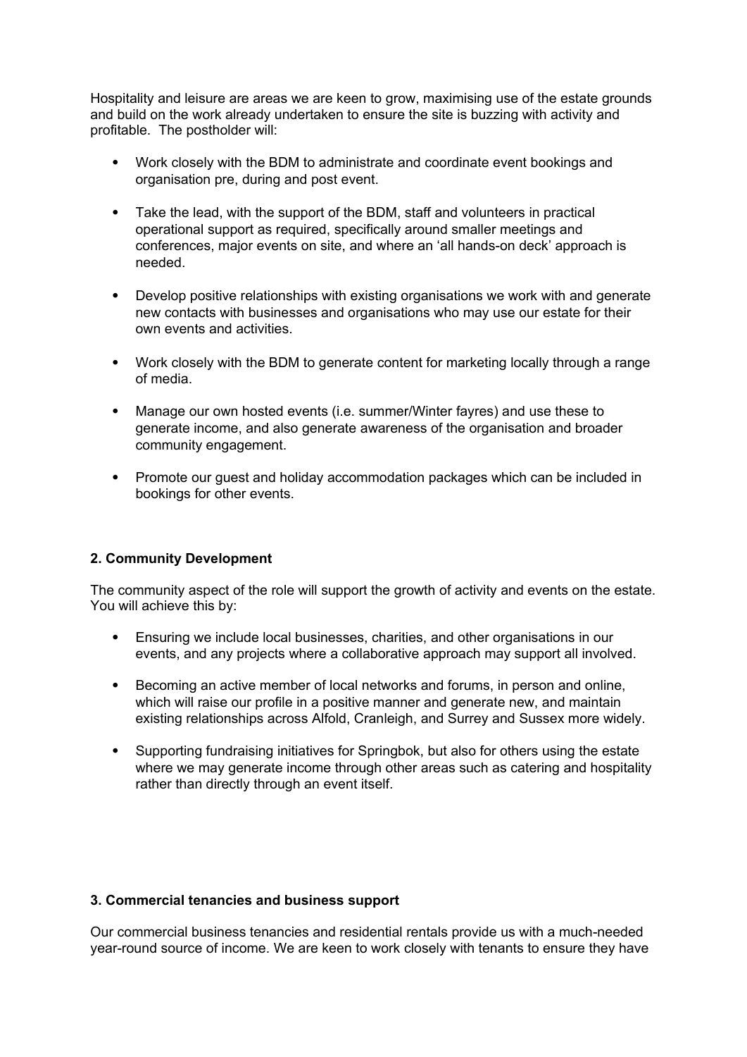Hospitality and leisure are areas we are keen to grow, maximising use of the estate grounds and build on the work already undertaken to ensure the site is buzzing with activity and profitable. The postholder will:

- Work closely with the BDM to administrate and coordinate event bookings and organisation pre, during and post event.
- Take the lead, with the support of the BDM, staff and volunteers in practical operational support as required, specifically around smaller meetings and conferences, major events on site, and where an 'all hands-on deck' approach is needed.
- Develop positive relationships with existing organisations we work with and generate new contacts with businesses and organisations who may use our estate for their own events and activities.
- Work closely with the BDM to generate content for marketing locally through a range of media.
- Manage our own hosted events (i.e. summer/Winter fayres) and use these to generate income, and also generate awareness of the organisation and broader community engagement.
- Promote our guest and holiday accommodation packages which can be included in bookings for other events.

**2. Community Development**

The community aspect of the role will support the growth of activity and events on the estate. You will achieve this by:

- Ensuring we include local businesses, charities, and other organisations in our events, and any projects where a collaborative approach may support all involved.
- Becoming an active member of local networks and forums, in person and online, which will raise our profile in a positive manner and generate new, and maintain existing relationships across Alfold, Cranleigh, and Surrey and Sussex more widely.
- Supporting fundraising initiatives for Springbok, but also for others using the estate where we may generate income through other areas such as catering and hospitality rather than directly through an event itself.

**3. Commercial tenancies and business support**

Our commercial business tenancies and residential rentals provide us with a much-needed year-round source of income. We are keen to work closely with tenants to ensure they have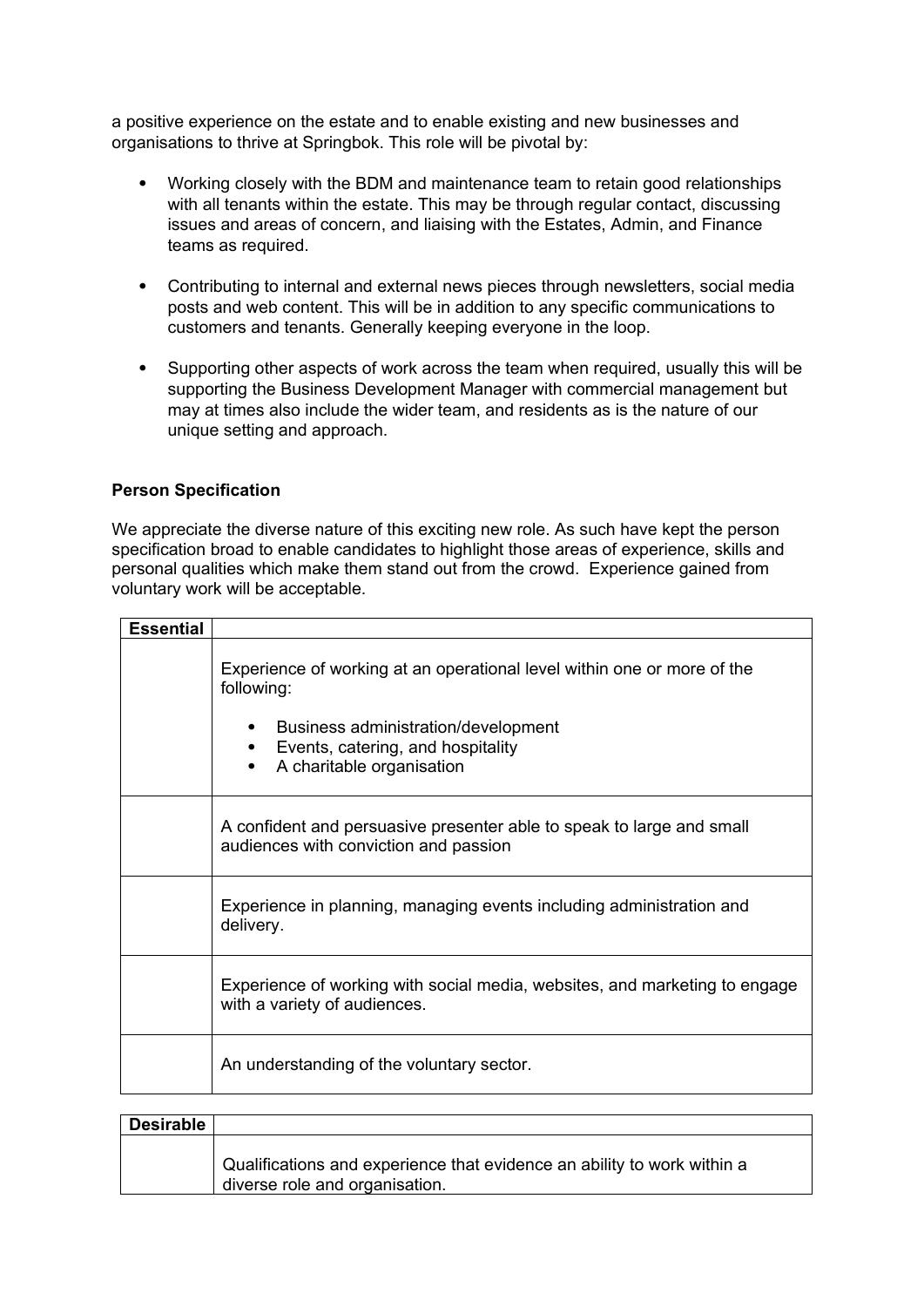a positive experience on the estate and to enable existing and new businesses and organisations to thrive at Springbok. This role will be pivotal by:

- Working closely with the BDM and maintenance team to retain good relationships with all tenants within the estate. This may be through regular contact, discussing issues and areas of concern, and liaising with the Estates, Admin, and Finance teams as required.

- Contributing to internal and external news pieces through newsletters, social media posts and web content. This will be in addition to any specific communications to customers and tenants. Generally keeping everyone in the loop.

- Supporting other aspects of work across the team when required, usually this will be supporting the Business Development Manager with commercial management but may at times also include the wider team, and residents as is the nature of our unique setting and approach.

**Person Specification**

We appreciate the diverse nature of this exciting new role. As such have kept the person specification broad to enable candidates to highlight those areas of experience, skills and personal qualities which make them stand out from the crowd. Experience gained from voluntary work will be acceptable.

| **Essential** | |
|---|---|
| | Experience of working at an operational level within one or more of the following:<br>• Business administration/development<br>• Events, catering, and hospitality<br>• A charitable organisation |
| | A confident and persuasive presenter able to speak to large and small audiences with conviction and passion |
| | Experience in planning, managing events including administration and delivery. |
| | Experience of working with social media, websites, and marketing to engage with a variety of audiences. |
| | An understanding of the voluntary sector. |

| **Desirable** | |
|---|---|
| | Qualifications and experience that evidence an ability to work within a diverse role and organisation. |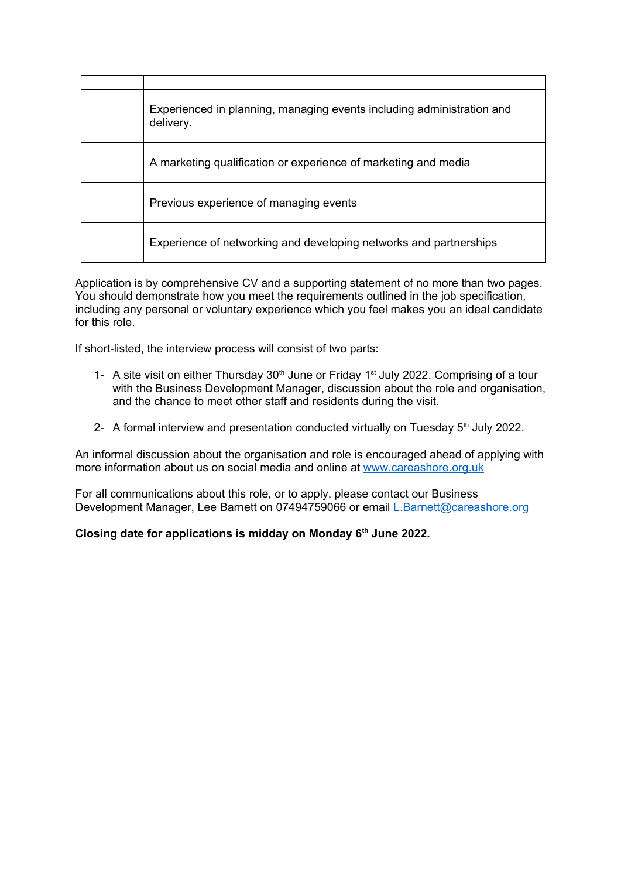| | |
|---|---|
| | Experienced in planning, managing events including administration and delivery. |
| | A marketing qualification or experience of marketing and media |
| | Previous experience of managing events |
| | Experience of networking and developing networks and partnerships |

Application is by comprehensive CV and a supporting statement of no more than two pages. You should demonstrate how you meet the requirements outlined in the job specification, including any personal or voluntary experience which you feel makes you an ideal candidate for this role.

If short-listed, the interview process will consist of two parts:

1- A site visit on either Thursday 30th June or Friday 1st July 2022. Comprising of a tour with the Business Development Manager, discussion about the role and organisation, and the chance to meet other staff and residents during the visit.

2- A formal interview and presentation conducted virtually on Tuesday 5th July 2022.

An informal discussion about the organisation and role is encouraged ahead of applying with more information about us on social media and online at www.careashore.org.uk

For all communications about this role, or to apply, please contact our Business Development Manager, Lee Barnett on 07494759066 or email L.Barnett@careashore.org

**Closing date for applications is midday on Monday 6th June 2022.**